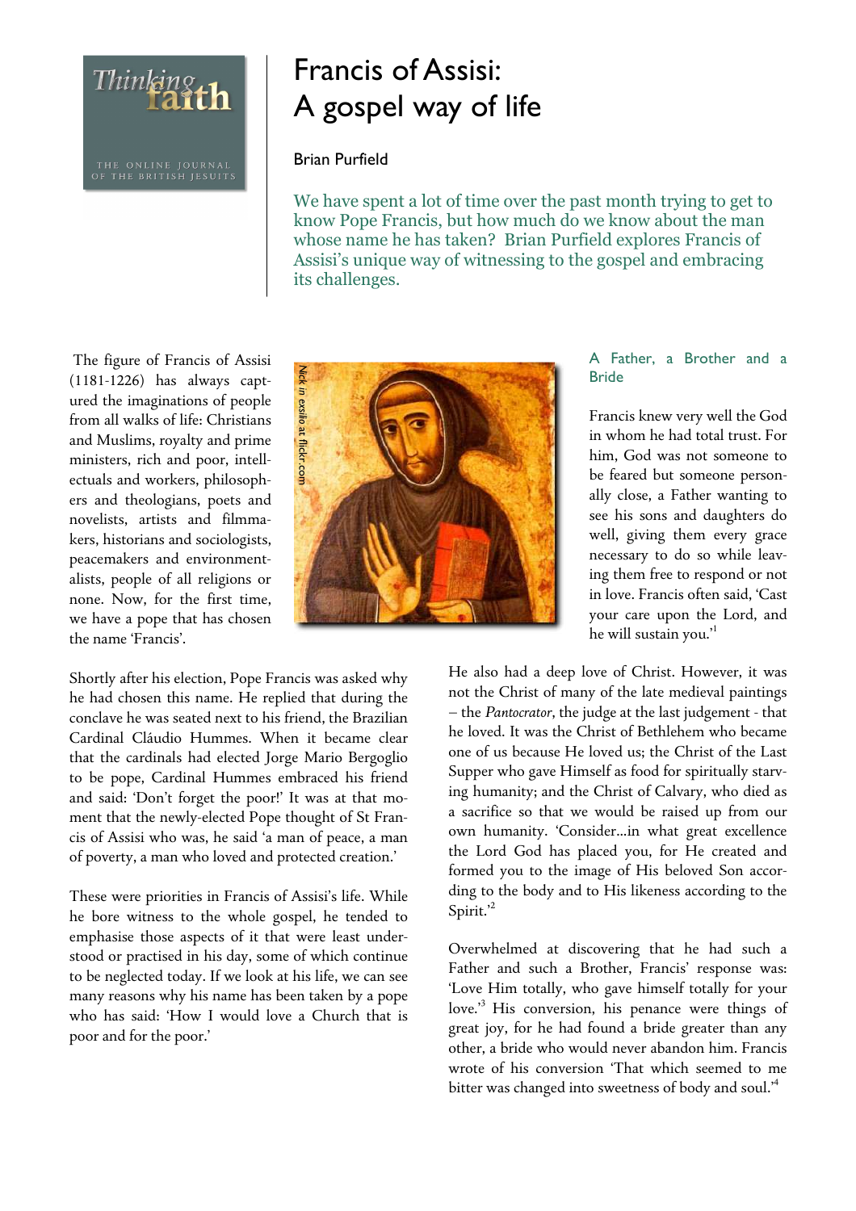# Francis of Assisi: A gospel way of life

Brian Purfield

We have spent a lot of time over the past month trying to get to know Pope Francis, but how much do we know about the man whose name he has taken? Brian Purfield explores Francis of Assisi's unique way of witnessing to the gospel and embracing its challenges.

The figure of Francis of Assisi (1181-1226) has always captured the imaginations of people from all walks of life: Christians and Muslims, royalty and prime ministers, rich and poor, intellectuals and workers, philosophers and theologians, poets and novelists, artists and filmmakers, historians and sociologists, peacemakers and environmentalists, people of all religions or none. Now, for the first time, we have a pope that has chosen the name 'Francis'.

Nick in exsilio at flickr.com

Shortly after his election, Pope Francis was asked why he had chosen this name. He replied that during the conclave he was seated next to his friend, the Brazilian Cardinal Cláudio Hummes. When it became clear that the cardinals had elected Jorge Mario Bergoglio to be pope, Cardinal Hummes embraced his friend and said: 'Don't forget the poor!' It was at that moment that the newly-elected Pope thought of St Francis of Assisi who was, he said 'a man of peace, a man of poverty, a man who loved and protected creation.'

These were priorities in Francis of Assisi's life. While he bore witness to the whole gospel, he tended to emphasise those aspects of it that were least understood or practised in his day, some of which continue to be neglected today. If we look at his life, we can see many reasons why his name has been taken by a pope who has said: 'How I would love a Church that is poor and for the poor.'

## A Father, a Brother and a Bride

Francis knew very well the God in whom he had total trust. For him, God was not someone to be feared but someone personally close, a Father wanting to see his sons and daughters do well, giving them every grace necessary to do so while leaving them free to respond or not in love. Francis often said, 'Cast your care upon the Lord, and he will sustain you.'[1]

He also had a deep love of Christ. However, it was not the Christ of many of the late medieval paintings – the *Pantocrator*, the judge at the last judgement - that he loved. It was the Christ of Bethlehem who became one of us because He loved us; the Christ of the Last Supper who gave Himself as food for spiritually starving humanity; and the Christ of Calvary, who died as a sacrifice so that we would be raised up from our own humanity. 'Consider…in what great excellence the Lord God has placed you, for He created and formed you to the image of His beloved Son according to the body and to His likeness according to the Spirit.'[2]

Overwhelmed at discovering that he had such a Father and such a Brother, Francis' response was: 'Love Him totally, who gave himself totally for your love.'[3] His conversion, his penance were things of great joy, for he had found a bride greater than any other, a bride who would never abandon him. Francis wrote of his conversion 'That which seemed to me bitter was changed into sweetness of body and soul.'[4]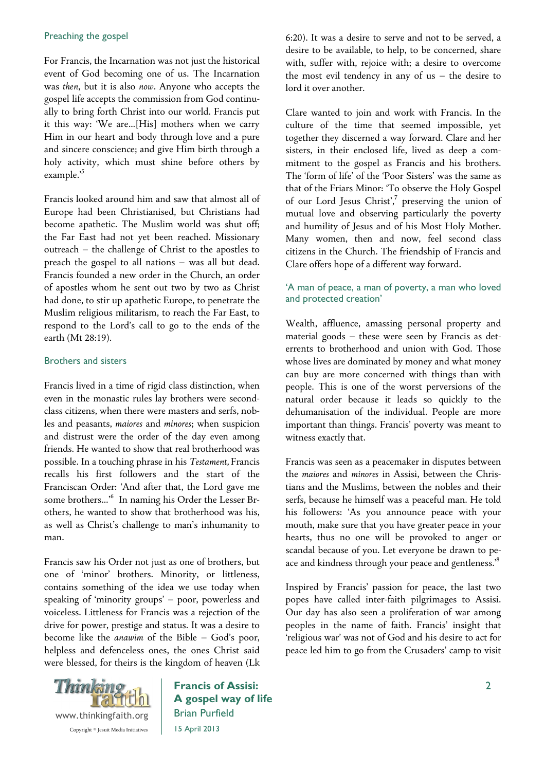### Preaching the gospel

For Francis, the Incarnation was not just the historical event of God becoming one of us. The Incarnation was *then*, but it is also *now*. Anyone who accepts the gospel life accepts the commission from God continually to bring forth Christ into our world. Francis put it this way: 'We are...[His] mothers when we carry Him in our heart and body through love and a pure and sincere conscience; and give Him birth through a holy activity, which must shine before others by example.'[5]

Francis looked around him and saw that almost all of Europe had been Christianised, but Christians had become apathetic. The Muslim world was shut off; the Far East had not yet been reached. Missionary outreach – the challenge of Christ to the apostles to preach the gospel to all nations – was all but dead. Francis founded a new order in the Church, an order of apostles whom he sent out two by two as Christ had done, to stir up apathetic Europe, to penetrate the Muslim religious militarism, to reach the Far East, to respond to the Lord's call to go to the ends of the earth (Mt 28:19).

### Brothers and sisters

Francis lived in a time of rigid class distinction, when even in the monastic rules lay brothers were second-class citizens, when there were masters and serfs, nobles and peasants, *maiores* and *minores*; when suspicion and distrust were the order of the day even among friends. He wanted to show that real brotherhood was possible. In a touching phrase in his *Testament,* Francis recalls his first followers and the start of the Franciscan Order: 'And after that, the Lord gave me some brothers...'[6] In naming his Order the Lesser Brothers, he wanted to show that brotherhood was his, as well as Christ's challenge to man's inhumanity to man.

Francis saw his Order not just as one of brothers, but one of 'minor' brothers. Minority, or littleness, contains something of the idea we use today when speaking of 'minority groups' – poor, powerless and voiceless. Littleness for Francis was a rejection of the drive for power, prestige and status. It was a desire to become like the *anawim* of the Bible – God's poor, helpless and defenceless ones, the ones Christ said were blessed, for theirs is the kingdom of heaven (Lk 6:20). It was a desire to serve and not to be served, a desire to be available, to help, to be concerned, share with, suffer with, rejoice with; a desire to overcome the most evil tendency in any of us – the desire to lord it over another.

Clare wanted to join and work with Francis. In the culture of the time that seemed impossible, yet together they discerned a way forward. Clare and her sisters, in their enclosed life, lived as deep a commitment to the gospel as Francis and his brothers. The 'form of life' of the 'Poor Sisters' was the same as that of the Friars Minor: 'To observe the Holy Gospel of our Lord Jesus Christ',[7] preserving the union of mutual love and observing particularly the poverty and humility of Jesus and of his Most Holy Mother. Many women, then and now, feel second class citizens in the Church. The friendship of Francis and Clare offers hope of a different way forward.

### 'A man of peace, a man of poverty, a man who loved and protected creation'

Wealth, affluence, amassing personal property and material goods – these were seen by Francis as deterrents to brotherhood and union with God. Those whose lives are dominated by money and what money can buy are more concerned with things than with people. This is one of the worst perversions of the natural order because it leads so quickly to the dehumanisation of the individual. People are more important than things. Francis' poverty was meant to witness exactly that.

Francis was seen as a peacemaker in disputes between the *maiores* and *minores* in Assisi, between the Christians and the Muslims, between the nobles and their serfs, because he himself was a peaceful man. He told his followers: 'As you announce peace with your mouth, make sure that you have greater peace in your hearts, thus no one will be provoked to anger or scandal because of you. Let everyone be drawn to peace and kindness through your peace and gentleness.'[8]

Inspired by Francis' passion for peace, the last two popes have called inter-faith pilgrimages to Assisi. Our day has also seen a proliferation of war among peoples in the name of faith. Francis' insight that 'religious war' was not of God and his desire to act for peace led him to go from the Crusaders' camp to visit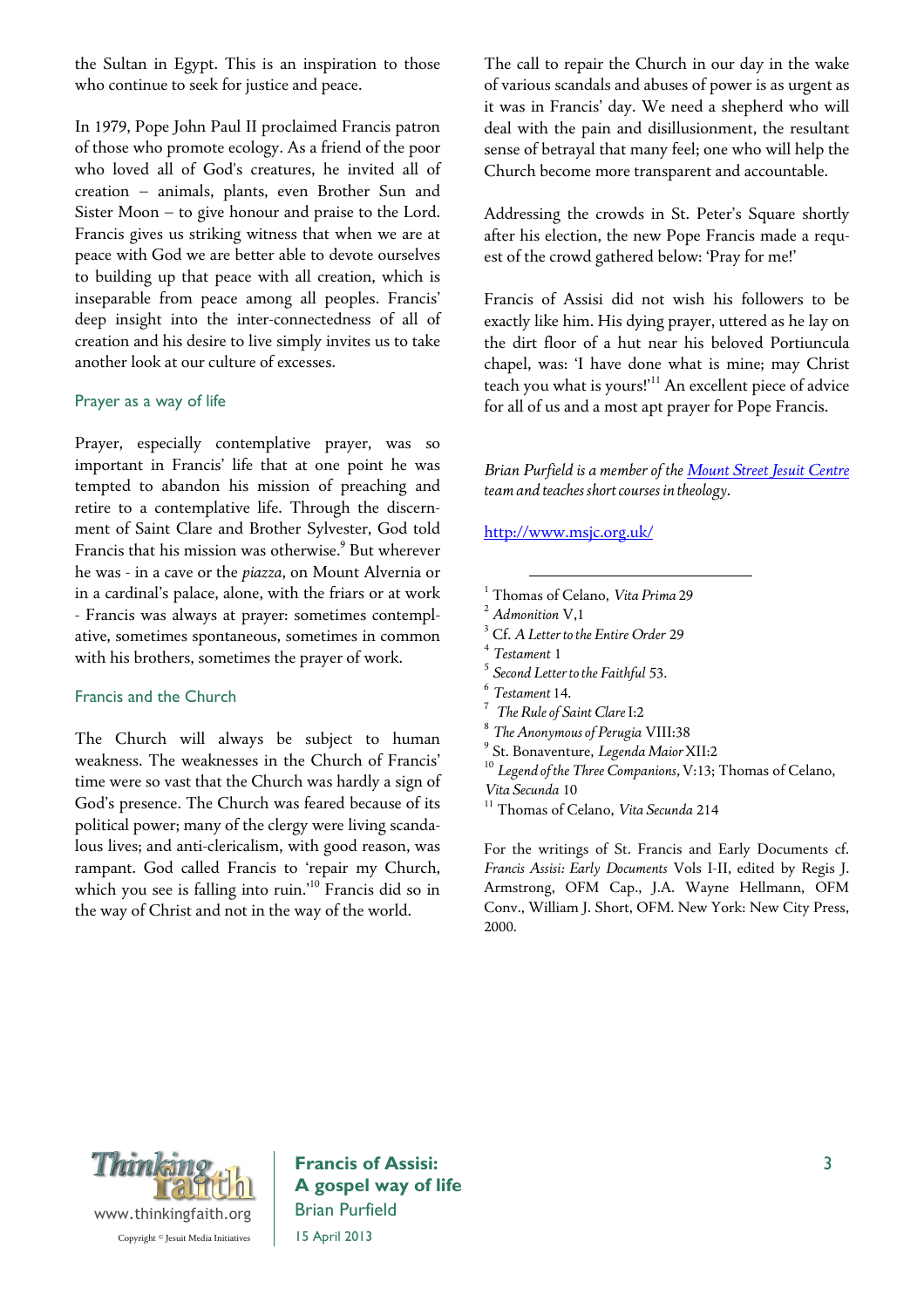the Sultan in Egypt. This is an inspiration to those who continue to seek for justice and peace.

In 1979, Pope John Paul II proclaimed Francis patron of those who promote ecology. As a friend of the poor who loved all of God's creatures, he invited all of creation – animals, plants, even Brother Sun and Sister Moon – to give honour and praise to the Lord. Francis gives us striking witness that when we are at peace with God we are better able to devote ourselves to building up that peace with all creation, which is inseparable from peace among all peoples. Francis' deep insight into the inter-connectedness of all of creation and his desire to live simply invites us to take another look at our culture of excesses.

### Prayer as a way of life

Prayer, especially contemplative prayer, was so important in Francis' life that at one point he was tempted to abandon his mission of preaching and retire to a contemplative life. Through the discernment of Saint Clare and Brother Sylvester, God told Francis that his mission was otherwise.[9] But wherever he was - in a cave or the *piazza*, on Mount Alvernia or in a cardinal's palace, alone, with the friars or at work - Francis was always at prayer: sometimes contemplative, sometimes spontaneous, sometimes in common with his brothers, sometimes the prayer of work.

### Francis and the Church

The Church will always be subject to human weakness. The weaknesses in the Church of Francis' time were so vast that the Church was hardly a sign of God's presence. The Church was feared because of its political power; many of the clergy were living scandalous lives; and anti-clericalism, with good reason, was rampant. God called Francis to 'repair my Church, which you see is falling into ruin.'[10] Francis did so in the way of Christ and not in the way of the world.

The call to repair the Church in our day in the wake of various scandals and abuses of power is as urgent as it was in Francis' day. We need a shepherd who will deal with the pain and disillusionment, the resultant sense of betrayal that many feel; one who will help the Church become more transparent and accountable.

Addressing the crowds in St. Peter's Square shortly after his election, the new Pope Francis made a request of the crowd gathered below: 'Pray for me!'

Francis of Assisi did not wish his followers to be exactly like him. His dying prayer, uttered as he lay on the dirt floor of a hut near his beloved Portiuncula chapel, was: 'I have done what is mine; may Christ teach you what is yours!'[11] An excellent piece of advice for all of us and a most apt prayer for Pope Francis.

*Brian Purfield is a member of the [Mount Street Jesuit Centre](http://www.msjc.org.uk/) team and teaches short courses in theology.*

http://www.msjc.org.uk/

---

[1] Thomas of Celano, *Vita Prima* 29
[2] *Admonition* V,1
[3] Cf. *A Letter to the Entire Order* 29
[4] *Testament* 1
[5] *Second Letter to the Faithful* 53.
[6] *Testament* 14.
[7] *The Rule of Saint Clare* I:2
[8] *The Anonymous of Perugia* VIII:38
[9] St. Bonaventure, *Legenda Maior* XII:2
[10] *Legend of the Three Companions*, V:13; Thomas of Celano, *Vita Secunda* 10
[11] Thomas of Celano, *Vita Secunda* 214

For the writings of St. Francis and Early Documents cf. *Francis Assisi: Early Documents* Vols I-II, edited by Regis J. Armstrong, OFM Cap., J.A. Wayne Hellmann, OFM Conv., William J. Short, OFM. New York: New City Press, 2000.